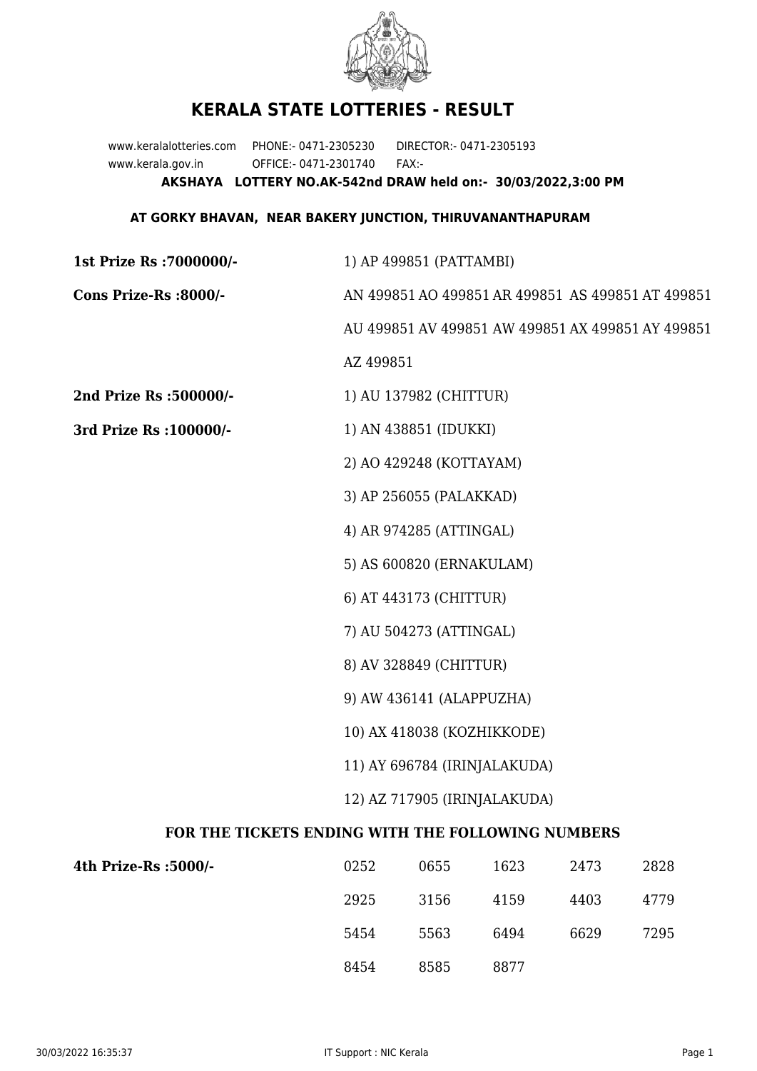# KERALA STATE LOTTERIES - RESULT

www.keralalotteries.com PHONE:- 0471-2305230 DIRECTOR:- 0471-2305193
www.kerala.gov.in OFFICE:- 0471-2301740 FAX:-

**AKSHAYA LOTTERY NO.AK-542nd DRAW held on:- 30/03/2022,3:00 PM**

**AT GORKY BHAVAN, NEAR BAKERY JUNCTION, THIRUVANANTHAPURAM**

**1st Prize Rs :7000000/-** 1) AP 499851 (PATTAMBI)

**Cons Prize-Rs :8000/-** AN 499851 AO 499851 AR 499851 AS 499851 AT 499851 AU 499851 AV 499851 AW 499851 AX 499851 AY 499851 AZ 499851

**2nd Prize Rs :500000/-** 1) AU 137982 (CHITTUR)

**3rd Prize Rs :100000/-**

1) AN 438851 (IDUKKI)
2) AO 429248 (KOTTAYAM)
3) AP 256055 (PALAKKAD)
4) AR 974285 (ATTINGAL)
5) AS 600820 (ERNAKULAM)
6) AT 443173 (CHITTUR)
7) AU 504273 (ATTINGAL)
8) AV 328849 (CHITTUR)
9) AW 436141 (ALAPPUZHA)
10) AX 418038 (KOZHIKKODE)
11) AY 696784 (IRINJALAKUDA)
12) AZ 717905 (IRINJALAKUDA)

### FOR THE TICKETS ENDING WITH THE FOLLOWING NUMBERS

**4th Prize-Rs :5000/-**

| | | | | |
|---|---|---|---|---|
| 0252 | 0655 | 1623 | 2473 | 2828 |
| 2925 | 3156 | 4159 | 4403 | 4779 |
| 5454 | 5563 | 6494 | 6629 | 7295 |
| 8454 | 8585 | 8877 | | |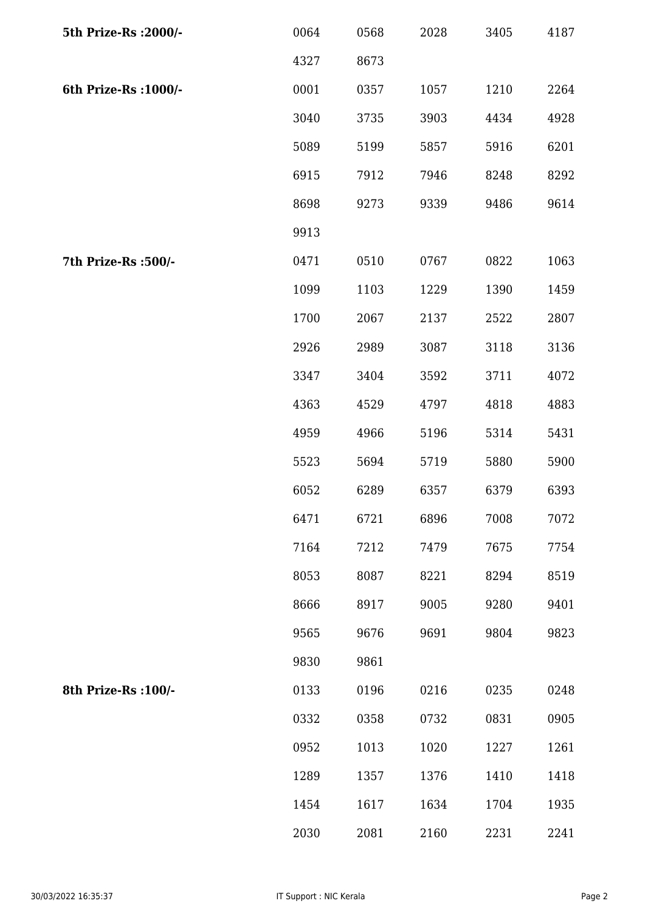| | | | | | |
|---|---|---|---|---|---|
| **5th Prize-Rs :2000/-** | 0064 | 0568 | 2028 | 3405 | 4187 |
| | 4327 | 8673 | | | |
| **6th Prize-Rs :1000/-** | 0001 | 0357 | 1057 | 1210 | 2264 |
| | 3040 | 3735 | 3903 | 4434 | 4928 |
| | 5089 | 5199 | 5857 | 5916 | 6201 |
| | 6915 | 7912 | 7946 | 8248 | 8292 |
| | 8698 | 9273 | 9339 | 9486 | 9614 |
| | 9913 | | | | |
| **7th Prize-Rs :500/-** | 0471 | 0510 | 0767 | 0822 | 1063 |
| | 1099 | 1103 | 1229 | 1390 | 1459 |
| | 1700 | 2067 | 2137 | 2522 | 2807 |
| | 2926 | 2989 | 3087 | 3118 | 3136 |
| | 3347 | 3404 | 3592 | 3711 | 4072 |
| | 4363 | 4529 | 4797 | 4818 | 4883 |
| | 4959 | 4966 | 5196 | 5314 | 5431 |
| | 5523 | 5694 | 5719 | 5880 | 5900 |
| | 6052 | 6289 | 6357 | 6379 | 6393 |
| | 6471 | 6721 | 6896 | 7008 | 7072 |
| | 7164 | 7212 | 7479 | 7675 | 7754 |
| | 8053 | 8087 | 8221 | 8294 | 8519 |
| | 8666 | 8917 | 9005 | 9280 | 9401 |
| | 9565 | 9676 | 9691 | 9804 | 9823 |
| | 9830 | 9861 | | | |
| **8th Prize-Rs :100/-** | 0133 | 0196 | 0216 | 0235 | 0248 |
| | 0332 | 0358 | 0732 | 0831 | 0905 |
| | 0952 | 1013 | 1020 | 1227 | 1261 |
| | 1289 | 1357 | 1376 | 1410 | 1418 |
| | 1454 | 1617 | 1634 | 1704 | 1935 |
| | 2030 | 2081 | 2160 | 2231 | 2241 |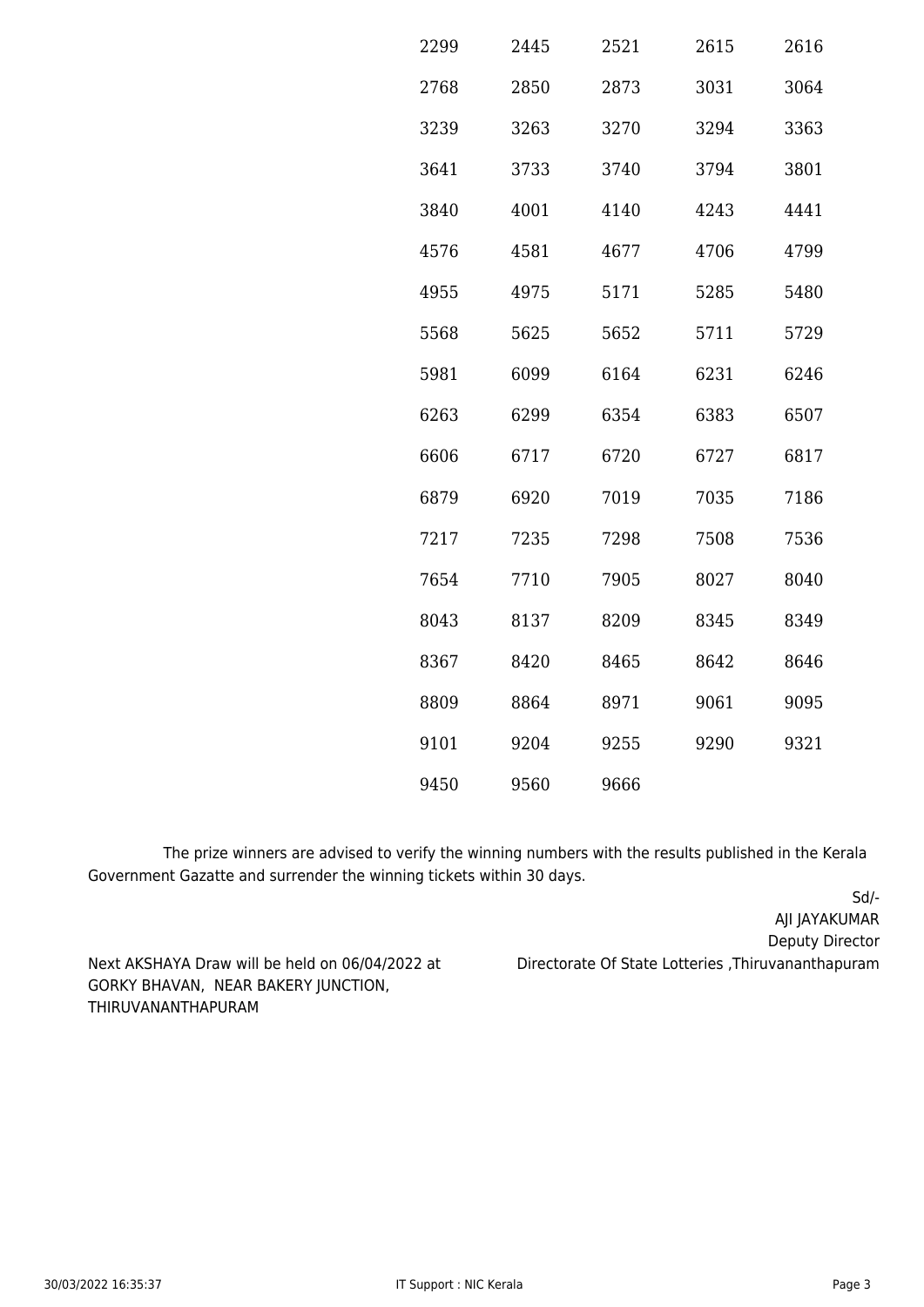| | | | | |
|---|---|---|---|---|
| 2299 | 2445 | 2521 | 2615 | 2616 |
| 2768 | 2850 | 2873 | 3031 | 3064 |
| 3239 | 3263 | 3270 | 3294 | 3363 |
| 3641 | 3733 | 3740 | 3794 | 3801 |
| 3840 | 4001 | 4140 | 4243 | 4441 |
| 4576 | 4581 | 4677 | 4706 | 4799 |
| 4955 | 4975 | 5171 | 5285 | 5480 |
| 5568 | 5625 | 5652 | 5711 | 5729 |
| 5981 | 6099 | 6164 | 6231 | 6246 |
| 6263 | 6299 | 6354 | 6383 | 6507 |
| 6606 | 6717 | 6720 | 6727 | 6817 |
| 6879 | 6920 | 7019 | 7035 | 7186 |
| 7217 | 7235 | 7298 | 7508 | 7536 |
| 7654 | 7710 | 7905 | 8027 | 8040 |
| 8043 | 8137 | 8209 | 8345 | 8349 |
| 8367 | 8420 | 8465 | 8642 | 8646 |
| 8809 | 8864 | 8971 | 9061 | 9095 |
| 9101 | 9204 | 9255 | 9290 | 9321 |
| 9450 | 9560 | 9666 | | |

The prize winners are advised to verify the winning numbers with the results published in the Kerala Government Gazatte and surrender the winning tickets within 30 days.

Sd/-
AJI JAYAKUMAR
Deputy Director
Directorate Of State Lotteries ,Thiruvananthapuram

Next AKSHAYA Draw will be held on 06/04/2022 at GORKY BHAVAN, NEAR BAKERY JUNCTION, THIRUVANANTHAPURAM